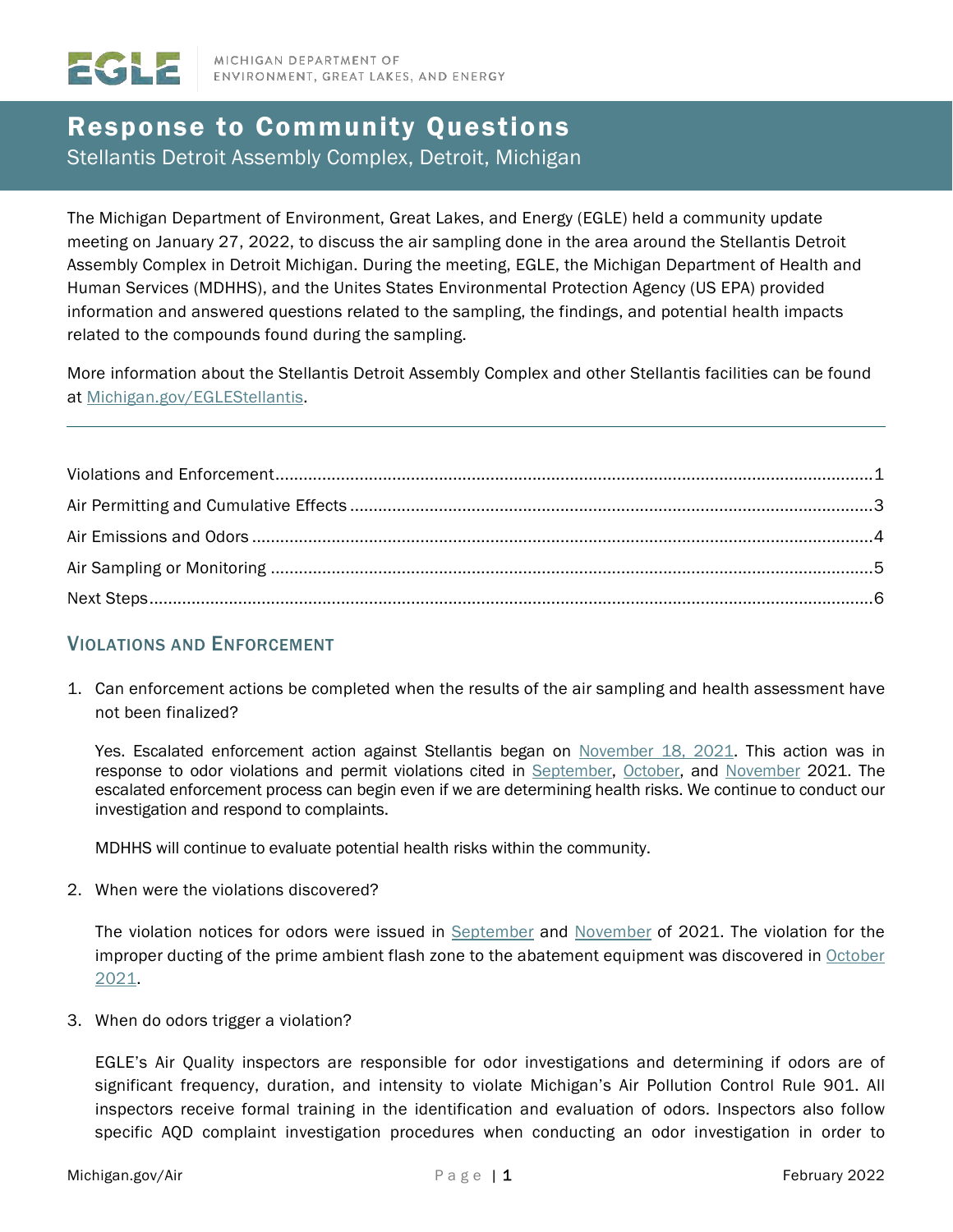MICHIGAN DEPARTMENT OF ENVIRONMENT, GREAT LAKES, AND ENERGY

# Response to Community Questions

Stellantis Detroit Assembly Complex, Detroit, Michigan

The Michigan Department of Environment, Great Lakes, and Energy (EGLE) held a community update meeting on January 27, 2022, to discuss the air sampling done in the area around the Stellantis Detroit Assembly Complex in Detroit Michigan. During the meeting, EGLE, the Michigan Department of Health and Human Services (MDHHS), and the Unites States Environmental Protection Agency (US EPA) provided information and answered questions related to the sampling, the findings, and potential health impacts related to the compounds found during the sampling.

More information about the Stellantis Detroit Assembly Complex and other Stellantis facilities can be found at Michigan.gov/EGLEStellantis.

---

Violations and Enforcement ........ 1
Air Permitting and Cumulative Effects ........ 3
Air Emissions and Odors ........ 4
Air Sampling or Monitoring ........ 5
Next Steps ........ 6

## Violations and Enforcement

1. Can enforcement actions be completed when the results of the air sampling and health assessment have not been finalized?

   Yes. Escalated enforcement action against Stellantis began on November 18, 2021. This action was in response to odor violations and permit violations cited in September, October, and November 2021. The escalated enforcement process can begin even if we are determining health risks. We continue to conduct our investigation and respond to complaints.

   MDHHS will continue to evaluate potential health risks within the community.

2. When were the violations discovered?

   The violation notices for odors were issued in September and November of 2021. The violation for the improper ducting of the prime ambient flash zone to the abatement equipment was discovered in October 2021.

3. When do odors trigger a violation?

   EGLE's Air Quality inspectors are responsible for odor investigations and determining if odors are of significant frequency, duration, and intensity to violate Michigan's Air Pollution Control Rule 901. All inspectors receive formal training in the identification and evaluation of odors. Inspectors also follow specific AQD complaint investigation procedures when conducting an odor investigation in order to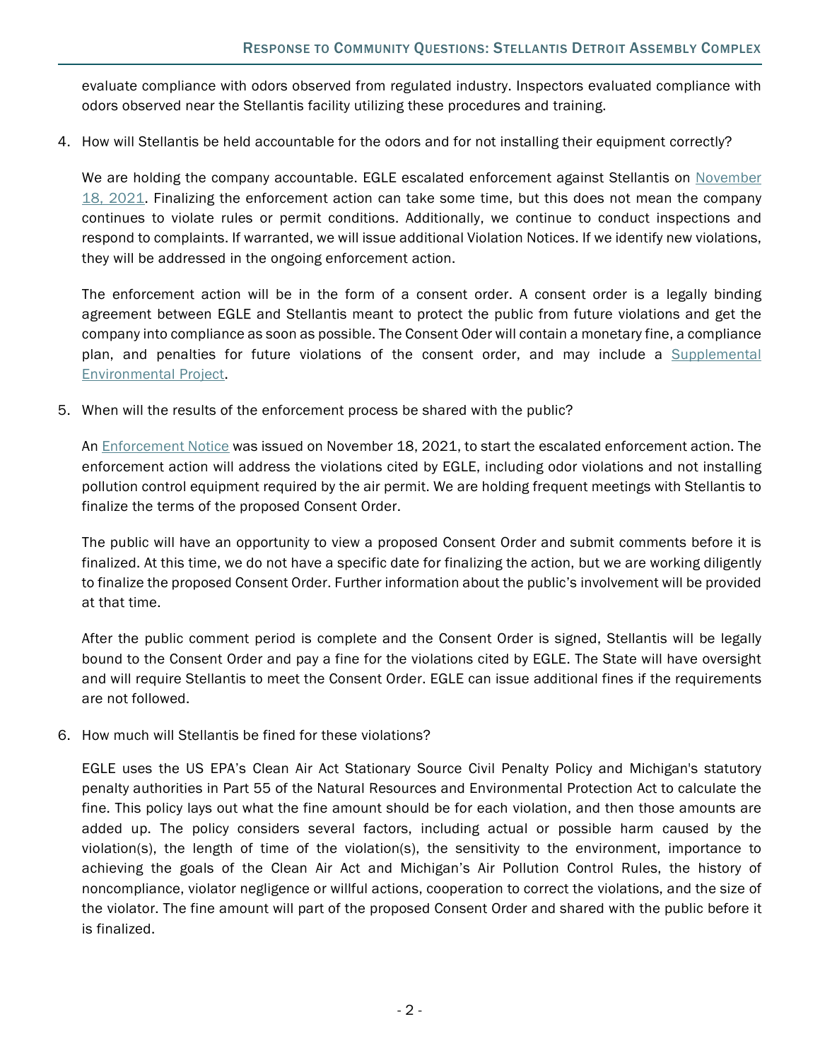evaluate compliance with odors observed from regulated industry. Inspectors evaluated compliance with odors observed near the Stellantis facility utilizing these procedures and training.

4. How will Stellantis be held accountable for the odors and for not installing their equipment correctly?

   We are holding the company accountable. EGLE escalated enforcement against Stellantis on November 18, 2021. Finalizing the enforcement action can take some time, but this does not mean the company continues to violate rules or permit conditions. Additionally, we continue to conduct inspections and respond to complaints. If warranted, we will issue additional Violation Notices. If we identify new violations, they will be addressed in the ongoing enforcement action.

   The enforcement action will be in the form of a consent order. A consent order is a legally binding agreement between EGLE and Stellantis meant to protect the public from future violations and get the company into compliance as soon as possible. The Consent Oder will contain a monetary fine, a compliance plan, and penalties for future violations of the consent order, and may include a Supplemental Environmental Project.

5. When will the results of the enforcement process be shared with the public?

   An Enforcement Notice was issued on November 18, 2021, to start the escalated enforcement action. The enforcement action will address the violations cited by EGLE, including odor violations and not installing pollution control equipment required by the air permit. We are holding frequent meetings with Stellantis to finalize the terms of the proposed Consent Order.

   The public will have an opportunity to view a proposed Consent Order and submit comments before it is finalized. At this time, we do not have a specific date for finalizing the action, but we are working diligently to finalize the proposed Consent Order. Further information about the public's involvement will be provided at that time.

   After the public comment period is complete and the Consent Order is signed, Stellantis will be legally bound to the Consent Order and pay a fine for the violations cited by EGLE. The State will have oversight and will require Stellantis to meet the Consent Order. EGLE can issue additional fines if the requirements are not followed.

6. How much will Stellantis be fined for these violations?

   EGLE uses the US EPA's Clean Air Act Stationary Source Civil Penalty Policy and Michigan's statutory penalty authorities in Part 55 of the Natural Resources and Environmental Protection Act to calculate the fine. This policy lays out what the fine amount should be for each violation, and then those amounts are added up. The policy considers several factors, including actual or possible harm caused by the violation(s), the length of time of the violation(s), the sensitivity to the environment, importance to achieving the goals of the Clean Air Act and Michigan's Air Pollution Control Rules, the history of noncompliance, violator negligence or willful actions, cooperation to correct the violations, and the size of the violator. The fine amount will part of the proposed Consent Order and shared with the public before it is finalized.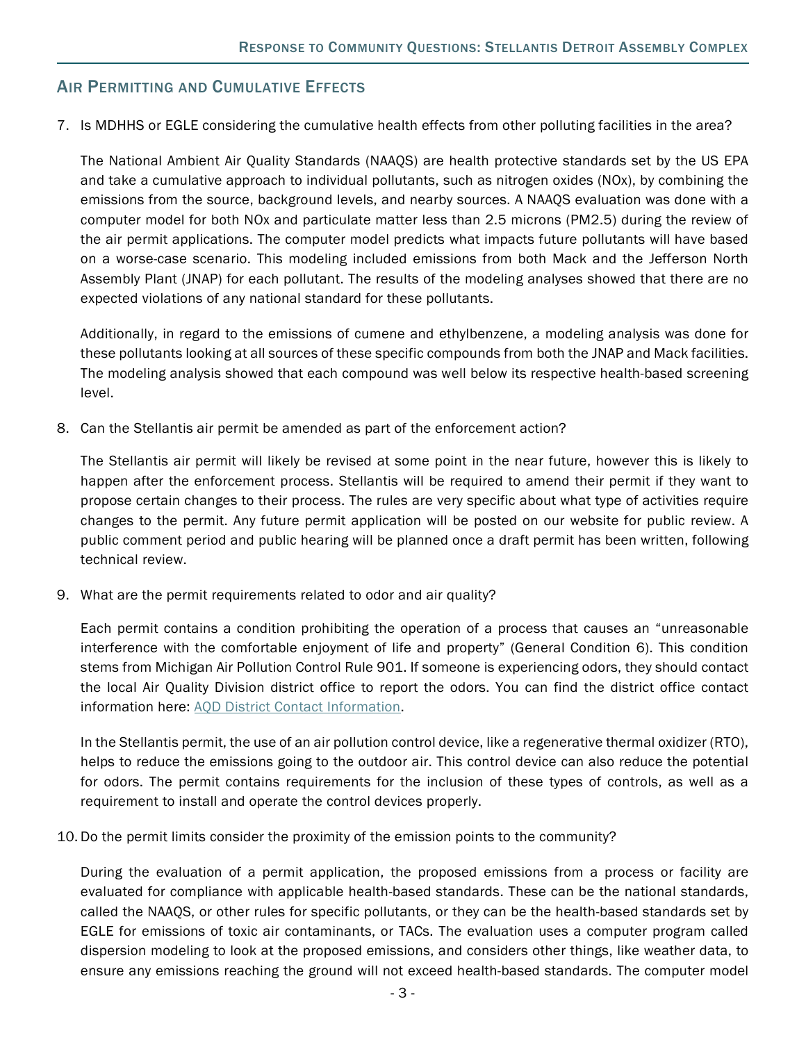## Air Permitting and Cumulative Effects

7. Is MDHHS or EGLE considering the cumulative health effects from other polluting facilities in the area?

   The National Ambient Air Quality Standards (NAAQS) are health protective standards set by the US EPA and take a cumulative approach to individual pollutants, such as nitrogen oxides (NOx), by combining the emissions from the source, background levels, and nearby sources. A NAAQS evaluation was done with a computer model for both NOx and particulate matter less than 2.5 microns (PM2.5) during the review of the air permit applications. The computer model predicts what impacts future pollutants will have based on a worse-case scenario. This modeling included emissions from both Mack and the Jefferson North Assembly Plant (JNAP) for each pollutant. The results of the modeling analyses showed that there are no expected violations of any national standard for these pollutants.

   Additionally, in regard to the emissions of cumene and ethylbenzene, a modeling analysis was done for these pollutants looking at all sources of these specific compounds from both the JNAP and Mack facilities. The modeling analysis showed that each compound was well below its respective health-based screening level.

8. Can the Stellantis air permit be amended as part of the enforcement action?

   The Stellantis air permit will likely be revised at some point in the near future, however this is likely to happen after the enforcement process. Stellantis will be required to amend their permit if they want to propose certain changes to their process. The rules are very specific about what type of activities require changes to the permit. Any future permit application will be posted on our website for public review. A public comment period and public hearing will be planned once a draft permit has been written, following technical review.

9. What are the permit requirements related to odor and air quality?

   Each permit contains a condition prohibiting the operation of a process that causes an "unreasonable interference with the comfortable enjoyment of life and property" (General Condition 6). This condition stems from Michigan Air Pollution Control Rule 901. If someone is experiencing odors, they should contact the local Air Quality Division district office to report the odors. You can find the district office contact information here: AQD District Contact Information.

   In the Stellantis permit, the use of an air pollution control device, like a regenerative thermal oxidizer (RTO), helps to reduce the emissions going to the outdoor air. This control device can also reduce the potential for odors. The permit contains requirements for the inclusion of these types of controls, as well as a requirement to install and operate the control devices properly.

10. Do the permit limits consider the proximity of the emission points to the community?

    During the evaluation of a permit application, the proposed emissions from a process or facility are evaluated for compliance with applicable health-based standards. These can be the national standards, called the NAAQS, or other rules for specific pollutants, or they can be the health-based standards set by EGLE for emissions of toxic air contaminants, or TACs. The evaluation uses a computer program called dispersion modeling to look at the proposed emissions, and considers other things, like weather data, to ensure any emissions reaching the ground will not exceed health-based standards. The computer model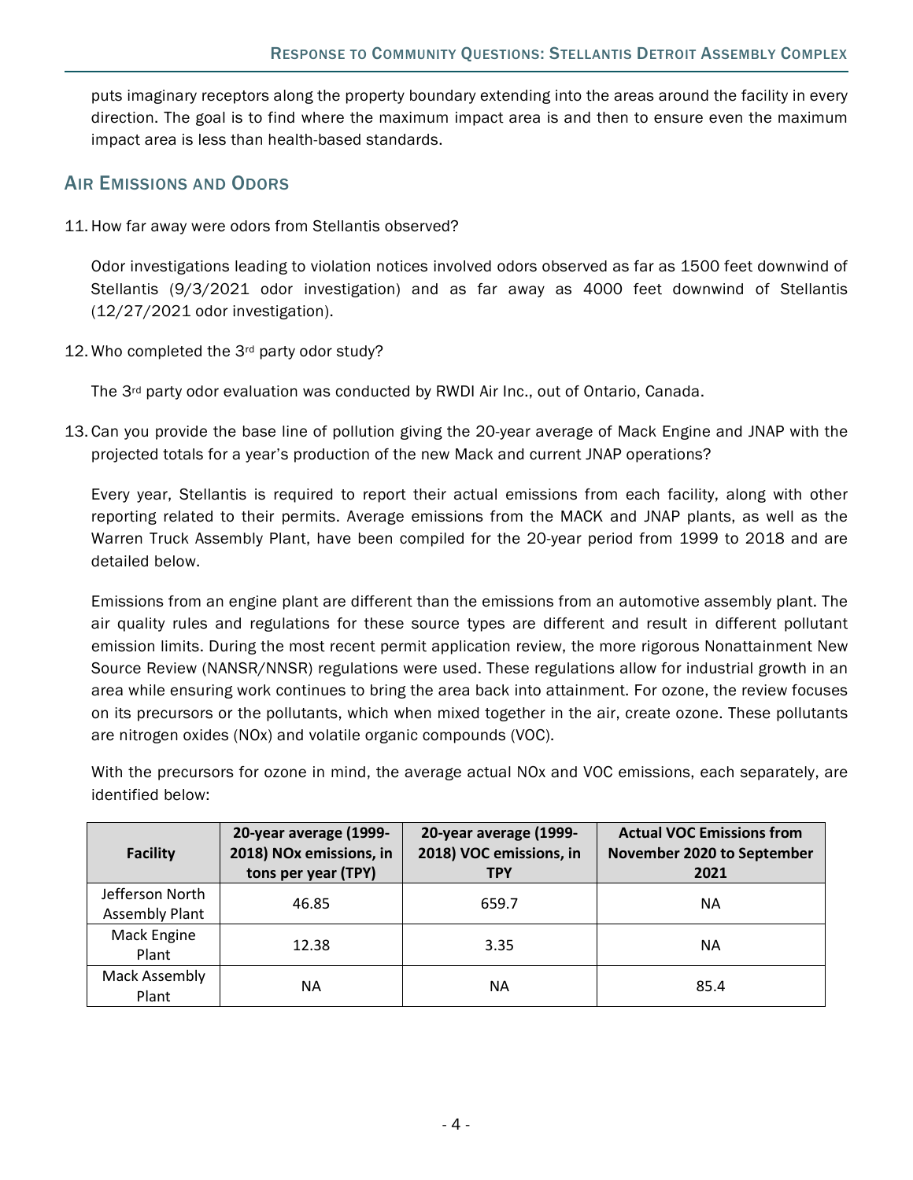puts imaginary receptors along the property boundary extending into the areas around the facility in every direction. The goal is to find where the maximum impact area is and then to ensure even the maximum impact area is less than health-based standards.

## Air Emissions and Odors

11. How far away were odors from Stellantis observed?

    Odor investigations leading to violation notices involved odors observed as far as 1500 feet downwind of Stellantis (9/3/2021 odor investigation) and as far away as 4000 feet downwind of Stellantis (12/27/2021 odor investigation).

12. Who completed the 3rd party odor study?

    The 3rd party odor evaluation was conducted by RWDI Air Inc., out of Ontario, Canada.

13. Can you provide the base line of pollution giving the 20-year average of Mack Engine and JNAP with the projected totals for a year's production of the new Mack and current JNAP operations?

    Every year, Stellantis is required to report their actual emissions from each facility, along with other reporting related to their permits. Average emissions from the MACK and JNAP plants, as well as the Warren Truck Assembly Plant, have been compiled for the 20-year period from 1999 to 2018 and are detailed below.

    Emissions from an engine plant are different than the emissions from an automotive assembly plant. The air quality rules and regulations for these source types are different and result in different pollutant emission limits. During the most recent permit application review, the more rigorous Nonattainment New Source Review (NANSR/NNSR) regulations were used. These regulations allow for industrial growth in an area while ensuring work continues to bring the area back into attainment. For ozone, the review focuses on its precursors or the pollutants, which when mixed together in the air, create ozone. These pollutants are nitrogen oxides (NOx) and volatile organic compounds (VOC).

    With the precursors for ozone in mind, the average actual NOx and VOC emissions, each separately, are identified below:

| Facility | 20-year average (1999-2018) NOx emissions, in tons per year (TPY) | 20-year average (1999-2018) VOC emissions, in TPY | Actual VOC Emissions from November 2020 to September 2021 |
|---|---|---|---|
| Jefferson North Assembly Plant | 46.85 | 659.7 | NA |
| Mack Engine Plant | 12.38 | 3.35 | NA |
| Mack Assembly Plant | NA | NA | 85.4 |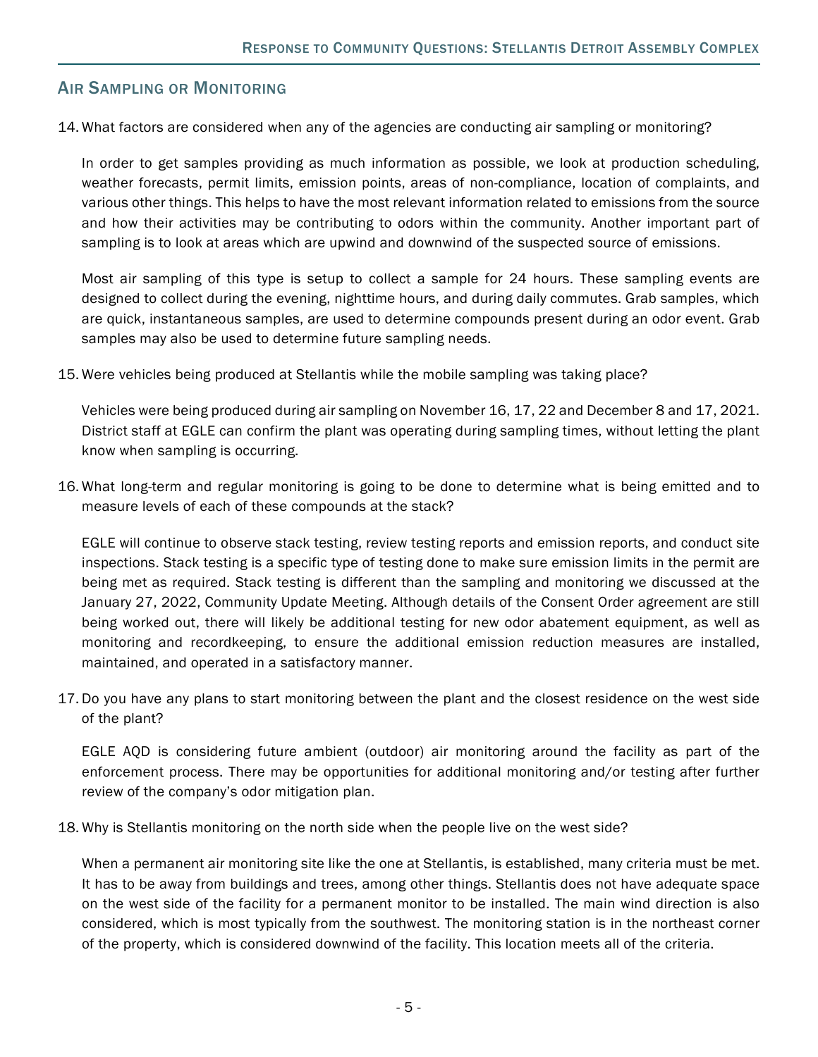## Air Sampling or Monitoring

14. What factors are considered when any of the agencies are conducting air sampling or monitoring?

    In order to get samples providing as much information as possible, we look at production scheduling, weather forecasts, permit limits, emission points, areas of non-compliance, location of complaints, and various other things. This helps to have the most relevant information related to emissions from the source and how their activities may be contributing to odors within the community. Another important part of sampling is to look at areas which are upwind and downwind of the suspected source of emissions.

    Most air sampling of this type is setup to collect a sample for 24 hours. These sampling events are designed to collect during the evening, nighttime hours, and during daily commutes. Grab samples, which are quick, instantaneous samples, are used to determine compounds present during an odor event. Grab samples may also be used to determine future sampling needs.

15. Were vehicles being produced at Stellantis while the mobile sampling was taking place?

    Vehicles were being produced during air sampling on November 16, 17, 22 and December 8 and 17, 2021. District staff at EGLE can confirm the plant was operating during sampling times, without letting the plant know when sampling is occurring.

16. What long-term and regular monitoring is going to be done to determine what is being emitted and to measure levels of each of these compounds at the stack?

    EGLE will continue to observe stack testing, review testing reports and emission reports, and conduct site inspections. Stack testing is a specific type of testing done to make sure emission limits in the permit are being met as required. Stack testing is different than the sampling and monitoring we discussed at the January 27, 2022, Community Update Meeting. Although details of the Consent Order agreement are still being worked out, there will likely be additional testing for new odor abatement equipment, as well as monitoring and recordkeeping, to ensure the additional emission reduction measures are installed, maintained, and operated in a satisfactory manner.

17. Do you have any plans to start monitoring between the plant and the closest residence on the west side of the plant?

    EGLE AQD is considering future ambient (outdoor) air monitoring around the facility as part of the enforcement process. There may be opportunities for additional monitoring and/or testing after further review of the company's odor mitigation plan.

18. Why is Stellantis monitoring on the north side when the people live on the west side?

    When a permanent air monitoring site like the one at Stellantis, is established, many criteria must be met. It has to be away from buildings and trees, among other things. Stellantis does not have adequate space on the west side of the facility for a permanent monitor to be installed. The main wind direction is also considered, which is most typically from the southwest. The monitoring station is in the northeast corner of the property, which is considered downwind of the facility. This location meets all of the criteria.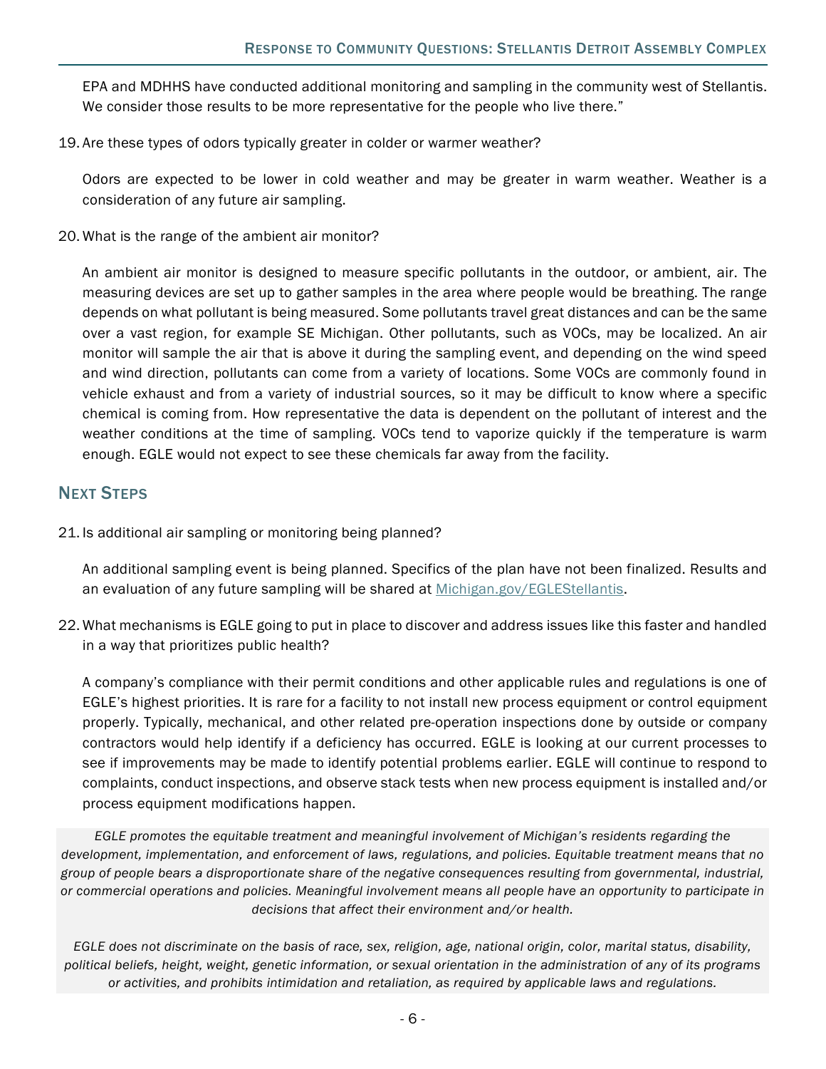EPA and MDHHS have conducted additional monitoring and sampling in the community west of Stellantis. We consider those results to be more representative for the people who live there."

19. Are these types of odors typically greater in colder or warmer weather?

    Odors are expected to be lower in cold weather and may be greater in warm weather. Weather is a consideration of any future air sampling.

20. What is the range of the ambient air monitor?

    An ambient air monitor is designed to measure specific pollutants in the outdoor, or ambient, air. The measuring devices are set up to gather samples in the area where people would be breathing. The range depends on what pollutant is being measured. Some pollutants travel great distances and can be the same over a vast region, for example SE Michigan. Other pollutants, such as VOCs, may be localized. An air monitor will sample the air that is above it during the sampling event, and depending on the wind speed and wind direction, pollutants can come from a variety of locations. Some VOCs are commonly found in vehicle exhaust and from a variety of industrial sources, so it may be difficult to know where a specific chemical is coming from. How representative the data is dependent on the pollutant of interest and the weather conditions at the time of sampling. VOCs tend to vaporize quickly if the temperature is warm enough. EGLE would not expect to see these chemicals far away from the facility.

## Next Steps

21. Is additional air sampling or monitoring being planned?

    An additional sampling event is being planned. Specifics of the plan have not been finalized. Results and an evaluation of any future sampling will be shared at [Michigan.gov/EGLEStellantis](Michigan.gov/EGLEStellantis).

22. What mechanisms is EGLE going to put in place to discover and address issues like this faster and handled in a way that prioritizes public health?

    A company's compliance with their permit conditions and other applicable rules and regulations is one of EGLE's highest priorities. It is rare for a facility to not install new process equipment or control equipment properly. Typically, mechanical, and other related pre-operation inspections done by outside or company contractors would help identify if a deficiency has occurred. EGLE is looking at our current processes to see if improvements may be made to identify potential problems earlier. EGLE will continue to respond to complaints, conduct inspections, and observe stack tests when new process equipment is installed and/or process equipment modifications happen.

*EGLE promotes the equitable treatment and meaningful involvement of Michigan's residents regarding the development, implementation, and enforcement of laws, regulations, and policies. Equitable treatment means that no group of people bears a disproportionate share of the negative consequences resulting from governmental, industrial, or commercial operations and policies. Meaningful involvement means all people have an opportunity to participate in decisions that affect their environment and/or health.*

*EGLE does not discriminate on the basis of race, sex, religion, age, national origin, color, marital status, disability, political beliefs, height, weight, genetic information, or sexual orientation in the administration of any of its programs or activities, and prohibits intimidation and retaliation, as required by applicable laws and regulations.*